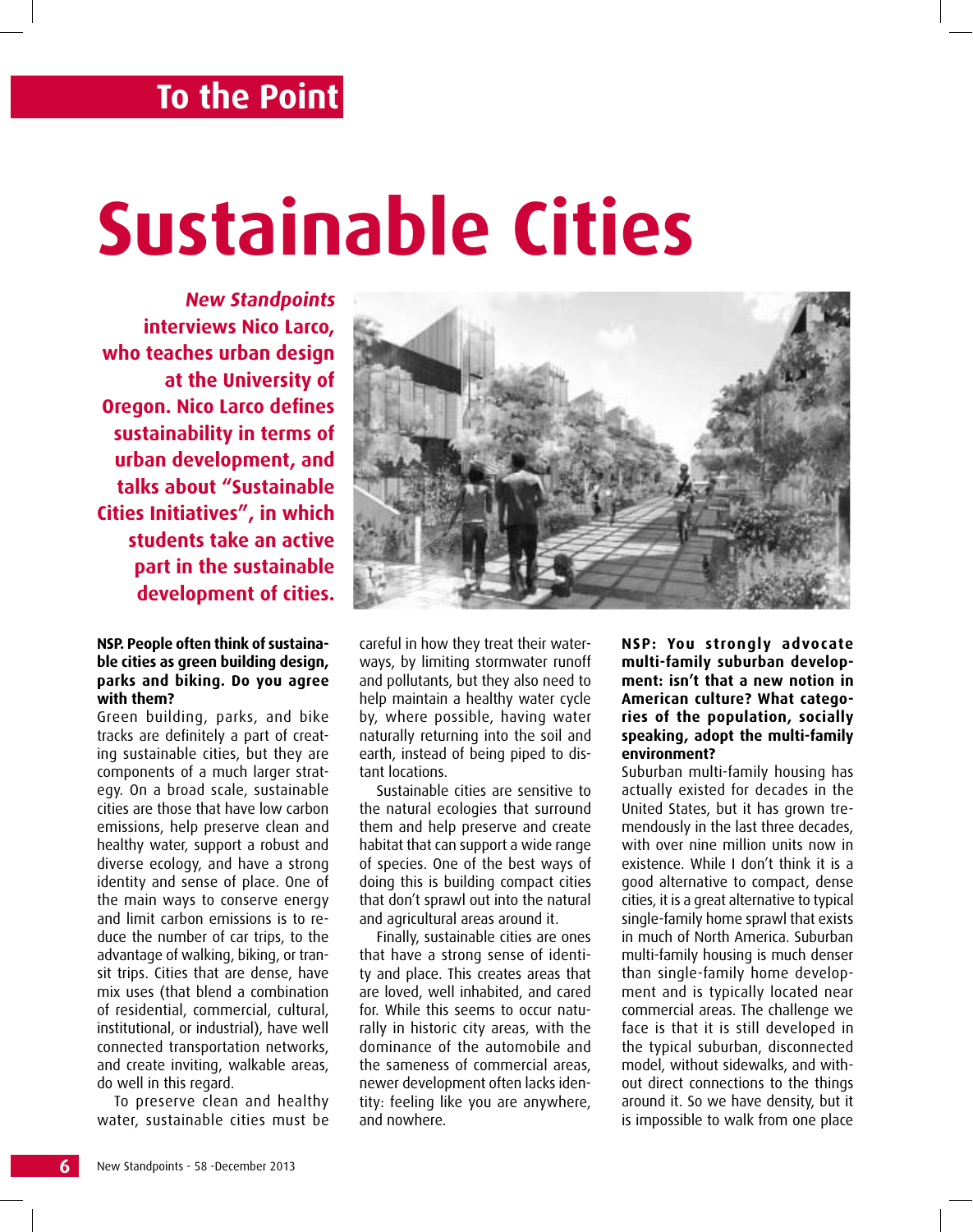## To the Point

# Sustainable Cities

***New Standpoints*** **interviews Nico Larco, who teaches urban design at the University of Oregon. Nico Larco defines sustainability in terms of urban development, and talks about "Sustainable Cities Initiatives", in which students take an active part in the sustainable development of cities.**

**NSP. People often think of sustainable cities as green building design, parks and biking. Do you agree with them?**

Green building, parks, and bike tracks are definitely a part of creating sustainable cities, but they are components of a much larger strategy. On a broad scale, sustainable cities are those that have low carbon emissions, help preserve clean and healthy water, support a robust and diverse ecology, and have a strong identity and sense of place. One of the main ways to conserve energy and limit carbon emissions is to reduce the number of car trips, to the advantage of walking, biking, or transit trips. Cities that are dense, have mix uses (that blend a combination of residential, commercial, cultural, institutional, or industrial), have well connected transportation networks, and create inviting, walkable areas, do well in this regard.

To preserve clean and healthy water, sustainable cities must be careful in how they treat their waterways, by limiting stormwater runoff and pollutants, but they also need to help maintain a healthy water cycle by, where possible, having water naturally returning into the soil and earth, instead of being piped to distant locations.

Sustainable cities are sensitive to the natural ecologies that surround them and help preserve and create habitat that can support a wide range of species. One of the best ways of doing this is building compact cities that don't sprawl out into the natural and agricultural areas around it.

Finally, sustainable cities are ones that have a strong sense of identity and place. This creates areas that are loved, well inhabited, and cared for. While this seems to occur naturally in historic city areas, with the dominance of the automobile and the sameness of commercial areas, newer development often lacks identity: feeling like you are anywhere, and nowhere.

**NSP: You strongly advocate multi-family suburban development: isn't that a new notion in American culture? What categories of the population, socially speaking, adopt the multi-family environment?**

Suburban multi-family housing has actually existed for decades in the United States, but it has grown tremendously in the last three decades, with over nine million units now in existence. While I don't think it is a good alternative to compact, dense cities, it is a great alternative to typical single-family home sprawl that exists in much of North America. Suburban multi-family housing is much denser than single-family home development and is typically located near commercial areas. The challenge we face is that it is still developed in the typical suburban, disconnected model, without sidewalks, and without direct connections to the things around it. So we have density, but it is impossible to walk from one place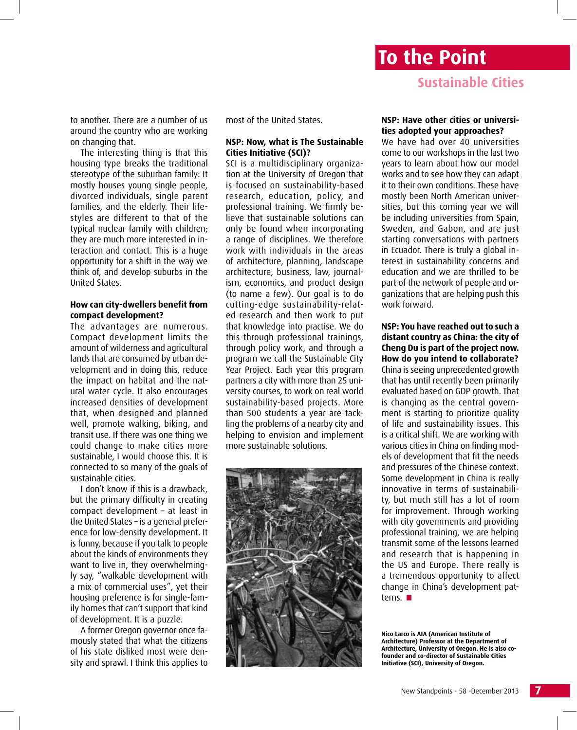## To the Point

### Sustainable Cities

to another. There are a number of us around the country who are working on changing that.

The interesting thing is that this housing type breaks the traditional stereotype of the suburban family: It mostly houses young single people, divorced individuals, single parent families, and the elderly. Their lifestyles are different to that of the typical nuclear family with children; they are much more interested in interaction and contact. This is a huge opportunity for a shift in the way we think of, and develop suburbs in the United States.

**How can city-dwellers benefit from compact development?**

The advantages are numerous. Compact development limits the amount of wilderness and agricultural lands that are consumed by urban development and in doing this, reduce the impact on habitat and the natural water cycle. It also encourages increased densities of development that, when designed and planned well, promote walking, biking, and transit use. If there was one thing we could change to make cities more sustainable, I would choose this. It is connected to so many of the goals of sustainable cities.

I don't know if this is a drawback, but the primary difficulty in creating compact development – at least in the United States – is a general preference for low-density development. It is funny, because if you talk to people about the kinds of environments they want to live in, they overwhelmingly say, "walkable development with a mix of commercial uses", yet their housing preference is for single-family homes that can't support that kind of development. It is a puzzle.

A former Oregon governor once famously stated that what the citizens of his state disliked most were density and sprawl. I think this applies to most of the United States.

**NSP: Now, what is The Sustainable Cities Initiative (SCI)?**

SCI is a multidisciplinary organization at the University of Oregon that is focused on sustainability-based research, education, policy, and professional training. We firmly believe that sustainable solutions can only be found when incorporating a range of disciplines. We therefore work with individuals in the areas of architecture, planning, landscape architecture, business, law, journalism, economics, and product design (to name a few). Our goal is to do cutting-edge sustainability-related research and then work to put that knowledge into practise. We do this through professional trainings, through policy work, and through a program we call the Sustainable City Year Project. Each year this program partners a city with more than 25 university courses, to work on real world sustainability-based projects. More than 500 students a year are tackling the problems of a nearby city and helping to envision and implement more sustainable solutions.

**NSP: Have other cities or universities adopted your approaches?**

We have had over 40 universities come to our workshops in the last two years to learn about how our model works and to see how they can adapt it to their own conditions. These have mostly been North American universities, but this coming year we will be including universities from Spain, Sweden, and Gabon, and are just starting conversations with partners in Ecuador. There is truly a global interest in sustainability concerns and education and we are thrilled to be part of the network of people and organizations that are helping push this work forward.

**NSP: You have reached out to such a distant country as China: the city of Cheng Du is part of the project now. How do you intend to collaborate?**

China is seeing unprecedented growth that has until recently been primarily evaluated based on GDP growth. That is changing as the central government is starting to prioritize quality of life and sustainability issues. This is a critical shift. We are working with various cities in China on finding models of development that fit the needs and pressures of the Chinese context. Some development in China is really innovative in terms of sustainability, but much still has a lot of room for improvement. Through working with city governments and providing professional training, we are helping transmit some of the lessons learned and research that is happening in the US and Europe. There really is a tremendous opportunity to affect change in China's development patterns. ■

**Nico Larco is AIA (American Institute of Architecture) Professor at the Department of Architecture, University of Oregon. He is also co-founder and co-director of Sustainable Cities Initiative (SCI), University of Oregon.**